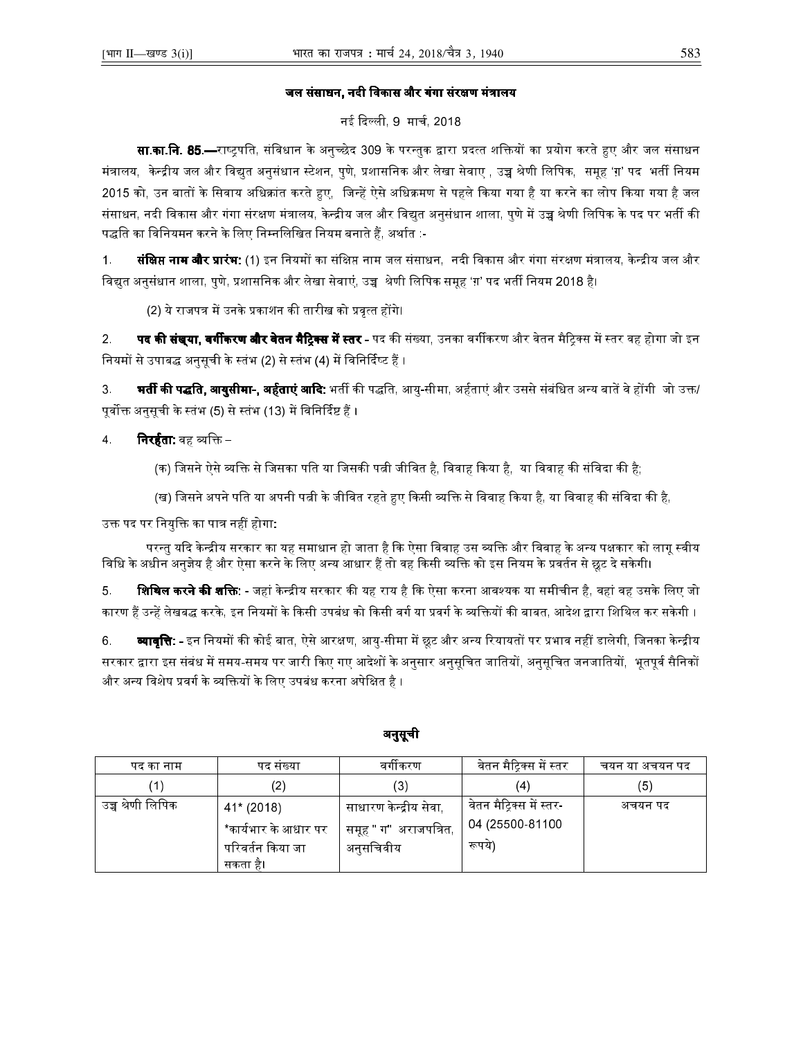## जल संसाधन, नदी विकास और गंगा संरक्षण मंत्रालय

नई दिल्ली, 9 मार्च, 2018

**सा.का.नि. 85.—**राष्ट्रपति, संविधान के अनुच्छेद 309 के परन्तुक द्वारा प्रदत्त शक्तियों का प्रयोग करते हुए और जल संसाधन मंत्रालय, केन्द्रीय जल और विद्युत अनुसंधान स्टेशन, पुणे, प्रशासनिक और लेखा सेवाए , उच्च श्रेणी लिपिक, समूह 'ग' पद भर्ती नियम 2015 को, उन बातों के सिवाय अधिक्रांत करते हुए, जिन्हें ऐसे अधिक्रमण से पहले किया गया है या करने का लोप किया गया है जल संसाधन, नदी विकास और गंगा संरक्षण मंत्रालय, केन्द्रीय जल और विद्युत अनुसंधान शाला, पुणे में उच्च श्रेणी लिपिक के पद पर भर्ती की पद्धति का विनियमन करने के लिए निम्नलिखित नियम बनाते हैं, अर्थात :-

1. **संक्षिप्त नाम और प्रारंभ:** (1) इन नियमों का संक्षिप्त नाम जल संसाधन, नदी विकास और गंगा संरक्षण मंत्रालय, केन्द्रीय जल और विद्युत अनुसंधान शाला, पुणे, प्रशासनिक और लेखा सेवाएं, उच्च श्रेणी लिपिक समूह 'ग' पद भर्ती नियम 2018 है।

   (2) ये राजपत्र में उनके प्रकाशन की तारीख को प्रवृत्त होंगे।

2. **पद की संख्या, वर्गीकरण और वेतन मैट्रिक्स में स्तर -** पद की संख्या, उनका वर्गीकरण और वेतन मैट्रिक्स में स्तर वह होगा जो इन नियमों से उपाबद्ध अनुसूची के स्तंभ (2) से स्तंभ (4) में विनिर्दिष्ट हैं ।

3. **भर्ती की पद्धति, आयुसीमा-, अर्हताएं आदि:** भर्ती की पद्धति, आयु-सीमा, अर्हताएं और उससे संबंधित अन्य बातें वे होंगी जो उक्त/ पूर्वोक्त अनुसूची के स्तंभ (5) से स्तंभ (13) में विनिर्दिष्ट हैं ।

4. **निरर्हता:** वह व्यक्ति –

   (क) जिसने ऐसे व्यक्ति से जिसका पति या जिसकी पत्नी जीवित है, विवाह किया है, या विवाह की संविदा की है;

   (ख) जिसने अपने पति या अपनी पत्नी के जीवित रहते हुए किसी व्यक्ति से विवाह किया है, या विवाह की संविदा की है,

उक्त पद पर नियुक्ति का पात्र नहीं होगा:

परन्तु यदि केन्द्रीय सरकार का यह समाधान हो जाता है कि ऐसा विवाह उस व्यक्ति और विवाह के अन्य पक्षकार को लागू स्वीय विधि के अधीन अनुज्ञेय है और ऐसा करने के लिए अन्य आधार हैं तो वह किसी व्यक्ति को इस नियम के प्रवर्तन से छूट दे सकेगी।

5. **शिथिल करने की शक्ति: -** जहां केन्द्रीय सरकार की यह राय है कि ऐसा करना आवश्यक या समीचीन है, वहां वह उसके लिए जो कारण हैं उन्हें लेखबद्ध करके, इन नियमों के किसी उपबंध को किसी वर्ग या प्रवर्ग के व्यक्तियों की बाबत, आदेश द्वारा शिथिल कर सकेगी ।

6. **व्यावृत्ति: -** इन नियमों की कोई बात, ऐसे आरक्षण, आयु-सीमा में छूट और अन्य रियायतों पर प्रभाव नहीं डालेगी, जिनका केन्द्रीय सरकार द्वारा इस संबंध में समय-समय पर जारी किए गए आदेशों के अनुसार अनुसूचित जातियों, अनुसूचित जनजातियों, भूतपूर्व सैनिकों और अन्य विशेष प्रवर्ग के व्यक्तियों के लिए उपबंध करना अपेक्षित है ।

## अनुसूची

| पद का नाम | पद संख्या | वर्गीकरण | वेतन मैट्रिक्स में स्तर | चयन या अचयन पद |
|---|---|---|---|---|
| (1) | (2) | (3) | (4) | (5) |
| उच्च श्रेणी लिपिक | 41* (2018) *कार्यभार के आधार पर परिवर्तन किया जा सकता है। | साधारण केन्द्रीय सेवा, समूह " ग" अराजपत्रित, अनुसचिवीय | वेतन मैट्रिक्स में स्तर-04 (25500-81100 रूपये) | अचयन पद |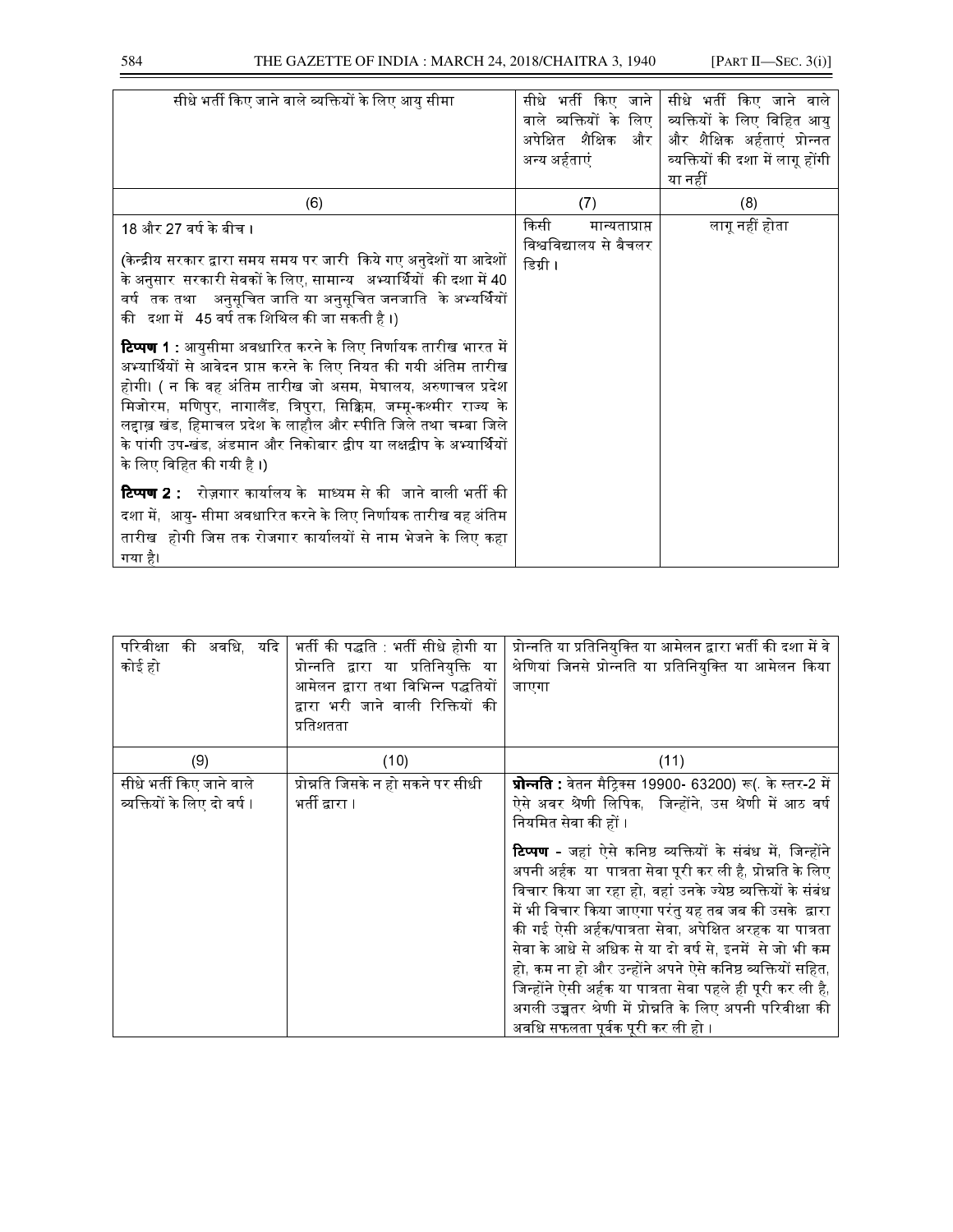| सीधे भर्ती किए जाने वाले व्यक्तियों के लिए आयु सीमा | सीधे भर्ती किए जाने वाले व्यक्तियों के लिए अपेक्षित शैक्षिक और अन्य अर्हताएं | सीधे भर्ती किए जाने वाले व्यक्तियों के लिए विहित आयु और शैक्षिक अर्हताएं प्रोन्नत व्यक्तियों की दशा में लागू होंगी या नहीं |
|---|---|---|
| (6) | (7) | (8) |
| 18 और 27 वर्ष के बीच।<br><br>(केन्द्रीय सरकार द्वारा समय समय पर जारी किये गए अनुदेशों या आदेशों के अनुसार सरकारी सेवकों के लिए, सामान्य अभ्यर्थियों की दशा में 40 वर्ष तक तथा अनुसूचित जाति या अनुसूचित जनजाति के अभ्यर्थियों की दशा में 45 वर्ष तक शिथिल की जा सकती है।)<br><br>**टिप्पण 1 :** आयुसीमा अवधारित करने के लिए निर्णायक तारीख भारत में अभ्यर्थियों से आवेदन प्राप्त करने के लिए नियत की गयी अंतिम तारीख होगी। ( न कि वह अंतिम तारीख जो असम, मेघालय, अरुणाचल प्रदेश मिजोरम, मणिपुर, नागालैंड, त्रिपुरा, सिक्किम, जम्मू-कश्मीर राज्य के लद्दाख खंड, हिमाचल प्रदेश के लाहौल और स्पीति जिले तथा चम्बा जिले के पांगी उप-खंड, अंडमान और निकोबार द्वीप या लक्षद्वीप के अभ्यर्थियों के लिए विहित की गयी है।)<br><br>**टिप्पण 2 :** रोज़गार कार्यालय के माध्यम से की जाने वाली भर्ती की दशा में, आयु- सीमा अवधारित करने के लिए निर्णायक तारीख वह अंतिम तारीख होगी जिस तक रोजगार कार्यालयों से नाम भेजने के लिए कहा गया है। | किसी मान्यताप्राप्त विश्वविद्यालय से बैचलर डिग्री। | लागू नहीं होता |

| परिवीक्षा की अवधि, यदि कोई हो | भर्ती की पद्धति : भर्ती सीधे होगी या प्रोन्नति द्वारा या प्रतिनियुक्ति या आमेलन द्वारा तथा विभिन्न पद्धतियों द्वारा भरी जाने वाली रिक्तियों की प्रतिशतता | प्रोन्नति या प्रतिनियुक्ति या आमेलन द्वारा भर्ती की दशा में वे श्रेणियां जिनसे प्रोन्नति या प्रतिनियुक्ति या आमेलन किया जाएगा |
|---|---|---|
| (9) | (10) | (11) |
| सीधे भर्ती किए जाने वाले व्यक्तियों के लिए दो वर्ष। | प्रोन्नति जिसके न हो सकने पर सीधी भर्ती द्वारा। | **प्रोन्नति :** वेतन मैट्रिक्स 19900- 63200) रू(. के स्तर-2 में ऐसे अवर श्रेणी लिपिक, जिन्होंने, उस श्रेणी में आठ वर्ष नियमित सेवा की हों।<br><br>**टिप्पण -** जहां ऐसे कनिष्ठ व्यक्तियों के संबंध में, जिन्होंने अपनी अर्हक या पात्रता सेवा पूरी कर ली है, प्रोन्नति के लिए विचार किया जा रहा हो, वहां उनके ज्येष्ठ व्यक्तियों के संबंध में भी विचार किया जाएगा परंतु यह तब जब की उसके द्वारा की गई ऐसी अर्हक/पात्रता सेवा, अपेक्षित अरहक या पात्रता सेवा के आधे से अधिक से या दो वर्ष से, इनमें से जो भी कम हो, कम ना हो और उन्होंने अपने ऐसे कनिष्ठ व्यक्तियों सहित, जिन्होंने ऐसी अर्हक या पात्रता सेवा पहले ही पूरी कर ली है, अगली उच्चतर श्रेणी में प्रोन्नति के लिए अपनी परिवीक्षा की अवधि सफलता पूर्वक पूरी कर ली हो। |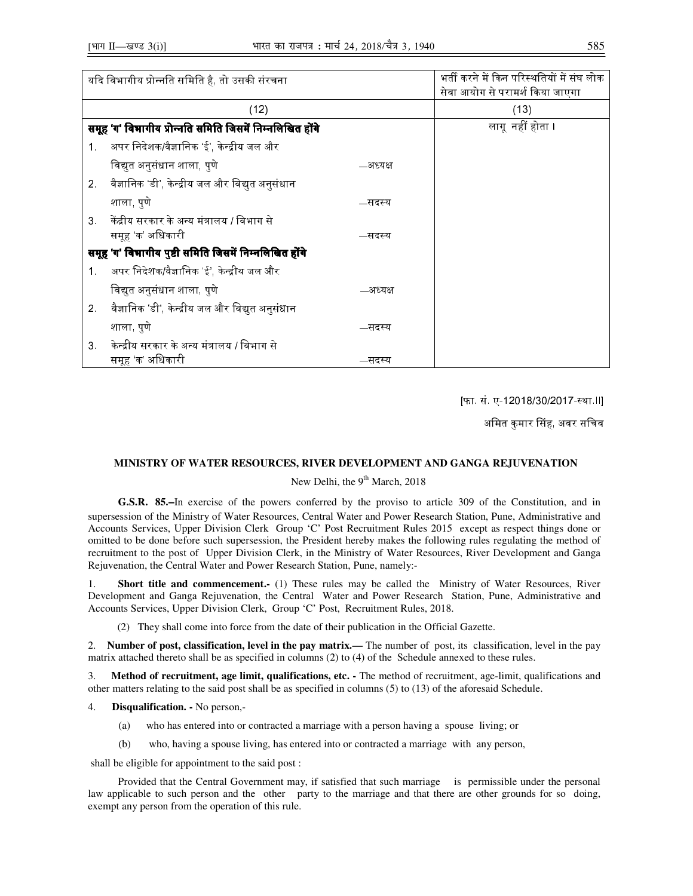| यदि विभागीय प्रोन्नति समिति है, तो उसकी संरचना | भर्ती करने में किन परिस्थितियों में संघ लोक सेवा आयोग से परामर्श किया जाएगा |
|---|---|
| (12) | (13) |
| **समूह 'ग' विभागीय प्रोन्नति समिति जिसमें निम्नलिखित होंगे**<br>1. अपर निदेशक/वैज्ञानिक 'ई', केन्द्रीय जल और विद्युत अनुसंधान शाला, पुणे —अध्यक्ष<br>2. वैज्ञानिक 'डी', केन्द्रीय जल और विद्युत अनुसंधान शाला, पुणे —सदस्य<br>3. केंद्रीय सरकार के अन्य मंत्रालय / विभाग से समूह 'क' अधिकारी —सदस्य<br>**समूह 'ग' विभागीय पुष्टी समिति जिसमें निम्नलिखित होंगे**<br>1. अपर निदेशक/वैज्ञानिक 'ई', केन्द्रीय जल और विद्युत अनुसंधान शाला, पुणे —अध्यक्ष<br>2. वैज्ञानिक 'डी', केन्द्रीय जल और विद्युत अनुसंधान शाला, पुणे —सदस्य<br>3. केन्द्रीय सरकार के अन्य मंत्रालय / विभाग से समूह 'क' अधिकारी —सदस्य | लागू नहीं होता। |

[फा. सं. ए-12018/30/2017-स्था.।।]

अमित कुमार सिंह, अवर सचिव

**MINISTRY OF WATER RESOURCES, RIVER DEVELOPMENT AND GANGA REJUVENATION**

New Delhi, the 9th March, 2018

**G.S.R. 85.–**In exercise of the powers conferred by the proviso to article 309 of the Constitution, and in supersession of the Ministry of Water Resources, Central Water and Power Research Station, Pune, Administrative and Accounts Services, Upper Division Clerk Group 'C' Post Recruitment Rules 2015 except as respect things done or omitted to be done before such supersession, the President hereby makes the following rules regulating the method of recruitment to the post of Upper Division Clerk, in the Ministry of Water Resources, River Development and Ganga Rejuvenation, the Central Water and Power Research Station, Pune, namely:-

1. **Short title and commencement.-** (1) These rules may be called the Ministry of Water Resources, River Development and Ganga Rejuvenation, the Central Water and Power Research Station, Pune, Administrative and Accounts Services, Upper Division Clerk, Group 'C' Post, Recruitment Rules, 2018.

(2) They shall come into force from the date of their publication in the Official Gazette.

2. **Number of post, classification, level in the pay matrix.—** The number of post, its classification, level in the pay matrix attached thereto shall be as specified in columns (2) to (4) of the Schedule annexed to these rules.

3. **Method of recruitment, age limit, qualifications, etc. -** The method of recruitment, age-limit, qualifications and other matters relating to the said post shall be as specified in columns (5) to (13) of the aforesaid Schedule.

4. **Disqualification. -** No person,-

(a) who has entered into or contracted a marriage with a person having a spouse living; or

(b) who, having a spouse living, has entered into or contracted a marriage with any person,

shall be eligible for appointment to the said post :

Provided that the Central Government may, if satisfied that such marriage is permissible under the personal law applicable to such person and the other party to the marriage and that there are other grounds for so doing, exempt any person from the operation of this rule.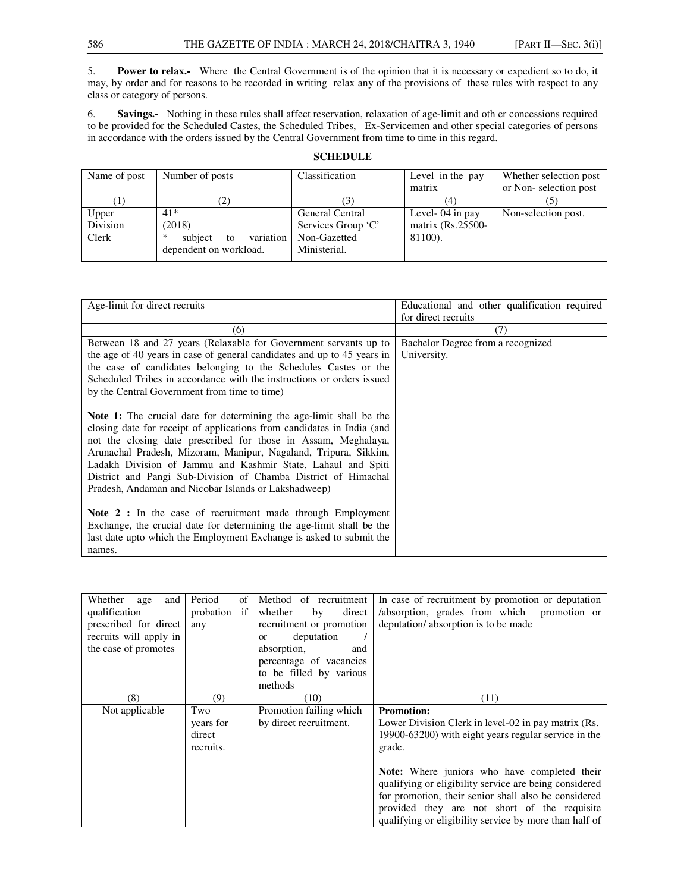5. **Power to relax.-** Where the Central Government is of the opinion that it is necessary or expedient so to do, it may, by order and for reasons to be recorded in writing relax any of the provisions of these rules with respect to any class or category of persons.

6. **Savings.-** Nothing in these rules shall affect reservation, relaxation of age-limit and oth er concessions required to be provided for the Scheduled Castes, the Scheduled Tribes, Ex-Servicemen and other special categories of persons in accordance with the orders issued by the Central Government from time to time in this regard.

**SCHEDULE**

| Name of post | Number of posts | Classification | Level in the pay matrix | Whether selection post or Non- selection post |
|---|---|---|---|---|
| (1) | (2) | (3) | (4) | (5) |
| Upper Division Clerk | 41* (2018) * subject to variation dependent on workload. | General Central Services Group 'C' Non-Gazetted Ministerial. | Level- 04 in pay matrix (Rs.25500-81100). | Non-selection post. |

| Age-limit for direct recruits | Educational and other qualification required for direct recruits |
|---|---|
| (6) | (7) |
| Between 18 and 27 years (Relaxable for Government servants up to the age of 40 years in case of general candidates and up to 45 years in the case of candidates belonging to the Schedules Castes or the Scheduled Tribes in accordance with the instructions or orders issued by the Central Government from time to time)<br><br>**Note 1:** The crucial date for determining the age-limit shall be the closing date for receipt of applications from candidates in India (and not the closing date prescribed for those in Assam, Meghalaya, Arunachal Pradesh, Mizoram, Manipur, Nagaland, Tripura, Sikkim, Ladakh Division of Jammu and Kashmir State, Lahaul and Spiti District and Pangi Sub-Division of Chamba District of Himachal Pradesh, Andaman and Nicobar Islands or Lakshadweep)<br><br>**Note 2 :** In the case of recruitment made through Employment Exchange, the crucial date for determining the age-limit shall be the last date upto which the Employment Exchange is asked to submit the names. | Bachelor Degree from a recognized University. |

| Whether age and qualification prescribed for direct recruits will apply in the case of promotes | Period of probation if any | Method of recruitment whether by direct recruitment or promotion or deputation / absorption, and percentage of vacancies to be filled by various methods | In case of recruitment by promotion or deputation /absorption, grades from which promotion or deputation/ absorption is to be made |
|---|---|---|---|
| (8) | (9) | (10) | (11) |
| Not applicable | Two years for direct recruits. | Promotion failing which by direct recruitment. | **Promotion:**<br>Lower Division Clerk in level-02 in pay matrix (Rs. 19900-63200) with eight years regular service in the grade.<br><br>**Note:** Where juniors who have completed their qualifying or eligibility service are being considered for promotion, their senior shall also be considered provided they are not short of the requisite qualifying or eligibility service by more than half of |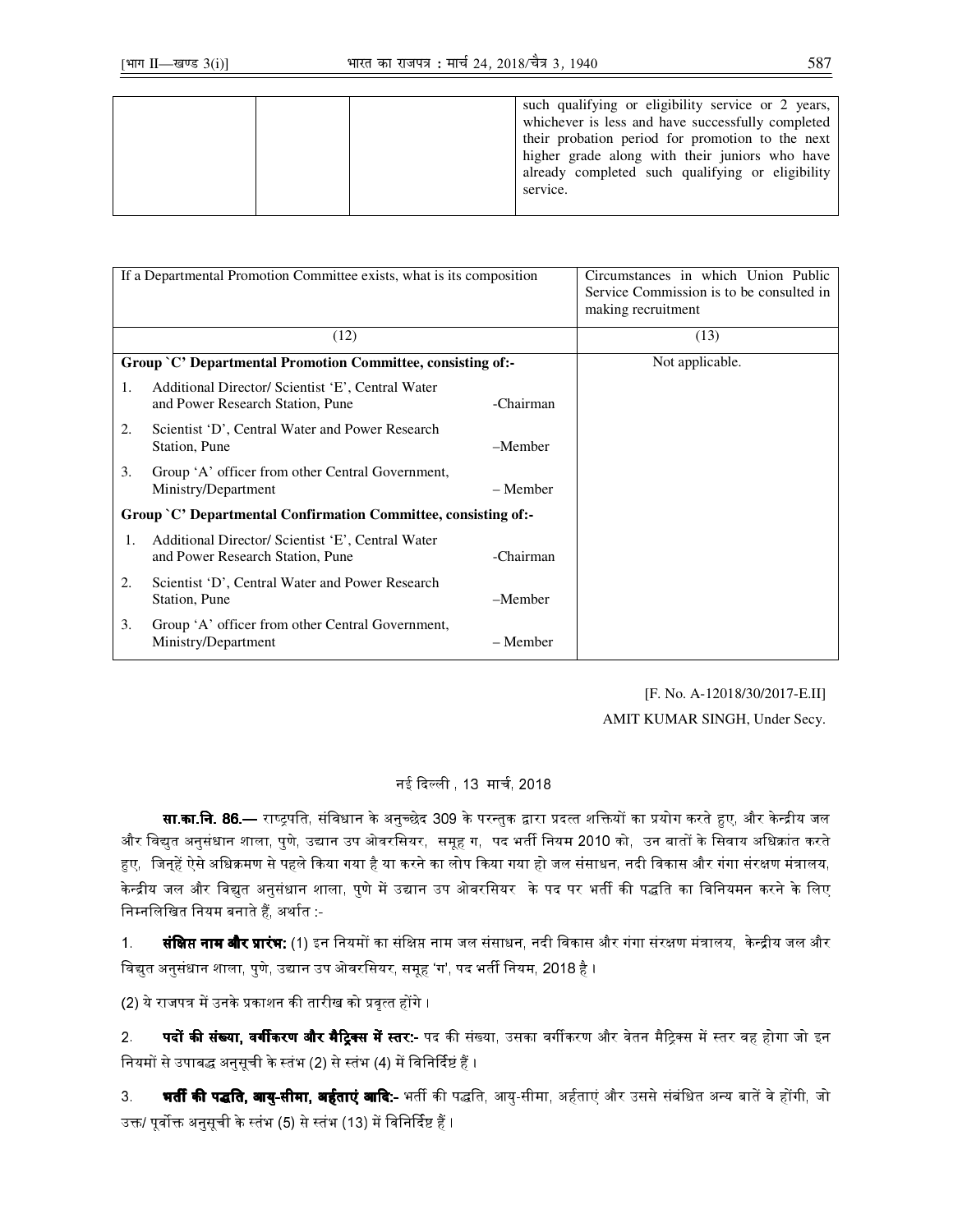| | | | |
|---|---|---|---|
| | | | such qualifying or eligibility service or 2 years, whichever is less and have successfully completed their probation period for promotion to the next higher grade along with their juniors who have already completed such qualifying or eligibility service. |

| If a Departmental Promotion Committee exists, what is its composition | Circumstances in which Union Public Service Commission is to be consulted in making recruitment |
|---|---|
| (12) | (13) |
| **Group `C' Departmental Promotion Committee, consisting of:-**<br>1. Additional Director/ Scientist 'E', Central Water and Power Research Station, Pune -Chairman<br>2. Scientist 'D', Central Water and Power Research Station, Pune –Member<br>3. Group 'A' officer from other Central Government, Ministry/Department – Member<br>**Group `C' Departmental Confirmation Committee, consisting of:-**<br>1. Additional Director/ Scientist 'E', Central Water and Power Research Station, Pune -Chairman<br>2. Scientist 'D', Central Water and Power Research Station, Pune –Member<br>3. Group 'A' officer from other Central Government, Ministry/Department – Member | Not applicable. |

[F. No. A-12018/30/2017-E.II]

AMIT KUMAR SINGH, Under Secy.

नई दिल्ली , 13 मार्च, 2018

**सा.का.नि. 86.—** राष्ट्रपति, संविधान के अनुच्छेद 309 के परन्तुक द्वारा प्रदत्त शक्तियों का प्रयोग करते हुए, और केन्द्रीय जल और विद्युत अनुसंधान शाला, पुणे, उद्यान उप ओवरसियर, समूह ग, पद भर्ती नियम 2010 को, उन बातों के सिवाय अधिक्रांत करते हुए, जिन्हें ऐसे अधिक्रमण से पहले किया गया है या करने का लोप किया गया हो जल संसाधन, नदी विकास और गंगा संरक्षण मंत्रालय, केन्द्रीय जल और विद्युत अनुसंधान शाला, पुणे में उद्यान उप ओवरसियर के पद पर भर्ती की पद्धति का विनियमन करने के लिए निम्नलिखित नियम बनाते हैं, अर्थात :-

1. **संक्षिप्त नाम और प्रारंभ:** (1) इन नियमों का संक्षिप्त नाम जल संसाधन, नदी विकास और गंगा संरक्षण मंत्रालय, केन्द्रीय जल और विद्युत अनुसंधान शाला, पुणे, उद्यान उप ओवरसियर, समूह 'ग', पद भर्ती नियम, 2018 है ।

(2) ये राजपत्र में उनके प्रकाशन की तारीख को प्रवृत्त होंगे ।

2. **पदों की संख्या, वर्गीकरण और मैट्रिक्स में स्तर:-** पद की संख्या, उसका वर्गीकरण और वेतन मैट्रिक्स में स्तर वह होगा जो इन नियमों से उपाबद्ध अनुसूची के स्तंभ (2) से स्तंभ (4) में विनिर्दिष्ट हैं ।

3. **भर्ती की पद्धति, आयु-सीमा, अर्हताएं आदि:-** भर्ती की पद्धति, आयु-सीमा, अर्हताएं और उससे संबंधित अन्य बातें वे होंगी, जो उक्त/ पूर्वोक्त अनुसूची के स्तंभ (5) से स्तंभ (13) में विनिर्दिष्ट हैं ।